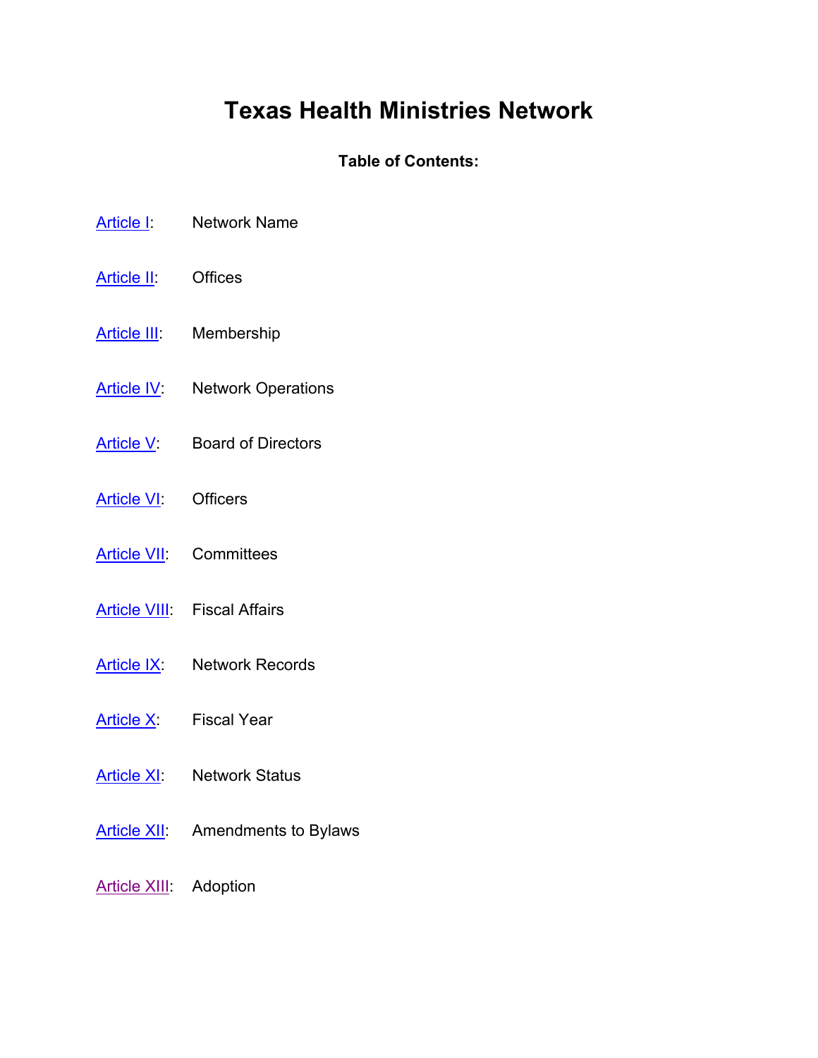# Texas Health Ministries Network

**Table of Contents:**

| | |
|---|---|
| Article I: | Network Name |
| Article II: | Offices |
| Article III: | Membership |
| Article IV: | Network Operations |
| Article V: | Board of Directors |
| Article VI: | Officers |
| Article VII: | Committees |
| Article VIII: | Fiscal Affairs |
| Article IX: | Network Records |
| Article X: | Fiscal Year |
| Article XI: | Network Status |
| Article XII: | Amendments to Bylaws |
| Article XIII: | Adoption |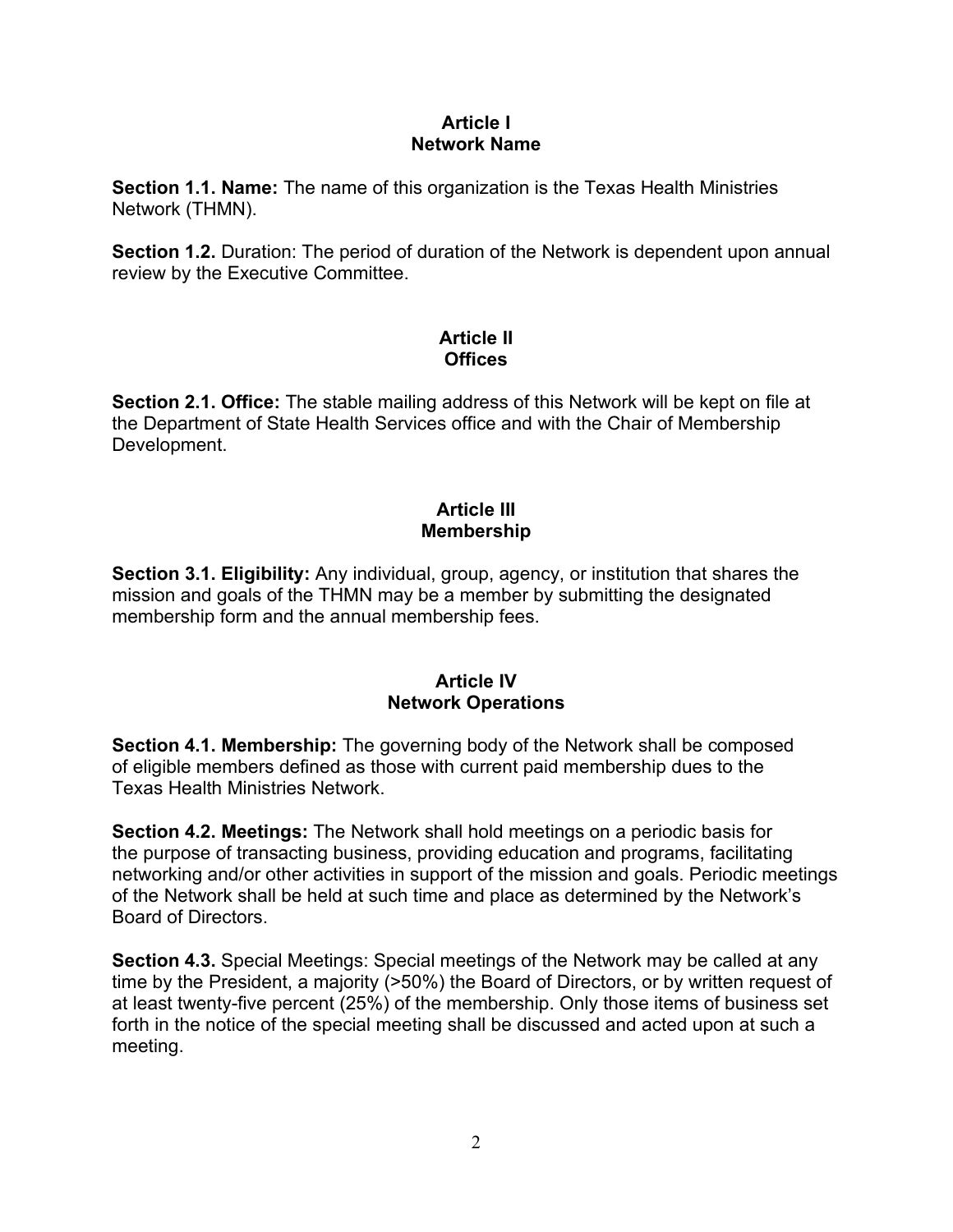## Article I
## Network Name

**Section 1.1. Name:** The name of this organization is the Texas Health Ministries Network (THMN).

**Section 1.2.** Duration: The period of duration of the Network is dependent upon annual review by the Executive Committee.

## Article II
## Offices

**Section 2.1. Office:** The stable mailing address of this Network will be kept on file at the Department of State Health Services office and with the Chair of Membership Development.

## Article III
## Membership

**Section 3.1. Eligibility:** Any individual, group, agency, or institution that shares the mission and goals of the THMN may be a member by submitting the designated membership form and the annual membership fees.

## Article IV
## Network Operations

**Section 4.1. Membership:** The governing body of the Network shall be composed of eligible members defined as those with current paid membership dues to the Texas Health Ministries Network.

**Section 4.2. Meetings:** The Network shall hold meetings on a periodic basis for the purpose of transacting business, providing education and programs, facilitating networking and/or other activities in support of the mission and goals. Periodic meetings of the Network shall be held at such time and place as determined by the Network's Board of Directors.

**Section 4.3.** Special Meetings: Special meetings of the Network may be called at any time by the President, a majority (>50%) the Board of Directors, or by written request of at least twenty-five percent (25%) of the membership. Only those items of business set forth in the notice of the special meeting shall be discussed and acted upon at such a meeting.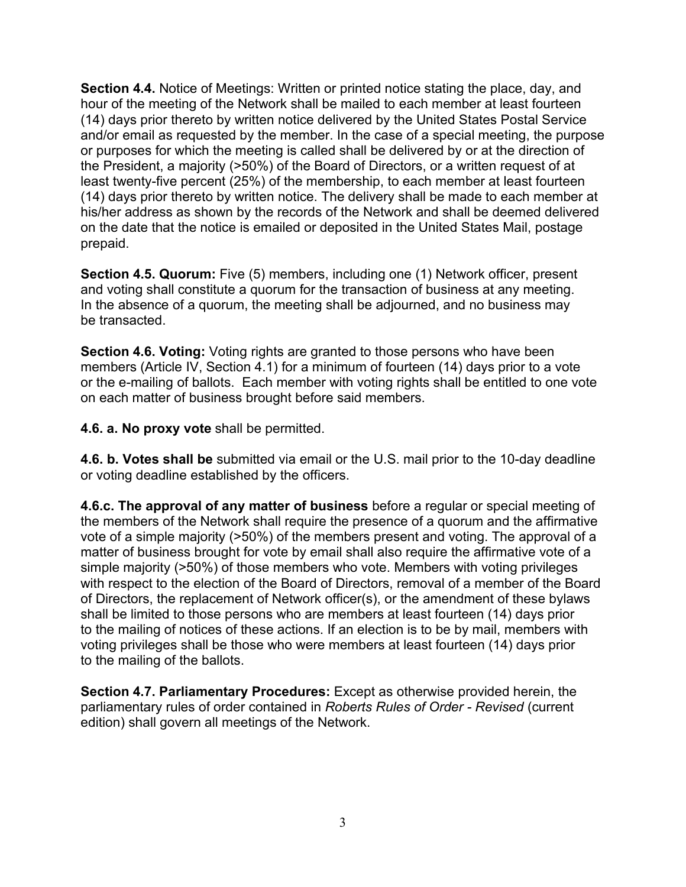**Section 4.4.** Notice of Meetings: Written or printed notice stating the place, day, and hour of the meeting of the Network shall be mailed to each member at least fourteen (14) days prior thereto by written notice delivered by the United States Postal Service and/or email as requested by the member. In the case of a special meeting, the purpose or purposes for which the meeting is called shall be delivered by or at the direction of the President, a majority (>50%) of the Board of Directors, or a written request of at least twenty-five percent (25%) of the membership, to each member at least fourteen (14) days prior thereto by written notice. The delivery shall be made to each member at his/her address as shown by the records of the Network and shall be deemed delivered on the date that the notice is emailed or deposited in the United States Mail, postage prepaid.

**Section 4.5. Quorum:** Five (5) members, including one (1) Network officer, present and voting shall constitute a quorum for the transaction of business at any meeting. In the absence of a quorum, the meeting shall be adjourned, and no business may be transacted.

**Section 4.6. Voting:** Voting rights are granted to those persons who have been members (Article IV, Section 4.1) for a minimum of fourteen (14) days prior to a vote or the e-mailing of ballots. Each member with voting rights shall be entitled to one vote on each matter of business brought before said members.

**4.6. a. No proxy vote** shall be permitted.

**4.6. b. Votes shall be** submitted via email or the U.S. mail prior to the 10-day deadline or voting deadline established by the officers.

**4.6.c. The approval of any matter of business** before a regular or special meeting of the members of the Network shall require the presence of a quorum and the affirmative vote of a simple majority (>50%) of the members present and voting. The approval of a matter of business brought for vote by email shall also require the affirmative vote of a simple majority (>50%) of those members who vote. Members with voting privileges with respect to the election of the Board of Directors, removal of a member of the Board of Directors, the replacement of Network officer(s), or the amendment of these bylaws shall be limited to those persons who are members at least fourteen (14) days prior to the mailing of notices of these actions. If an election is to be by mail, members with voting privileges shall be those who were members at least fourteen (14) days prior to the mailing of the ballots.

**Section 4.7. Parliamentary Procedures:** Except as otherwise provided herein, the parliamentary rules of order contained in *Roberts Rules of Order - Revised* (current edition) shall govern all meetings of the Network.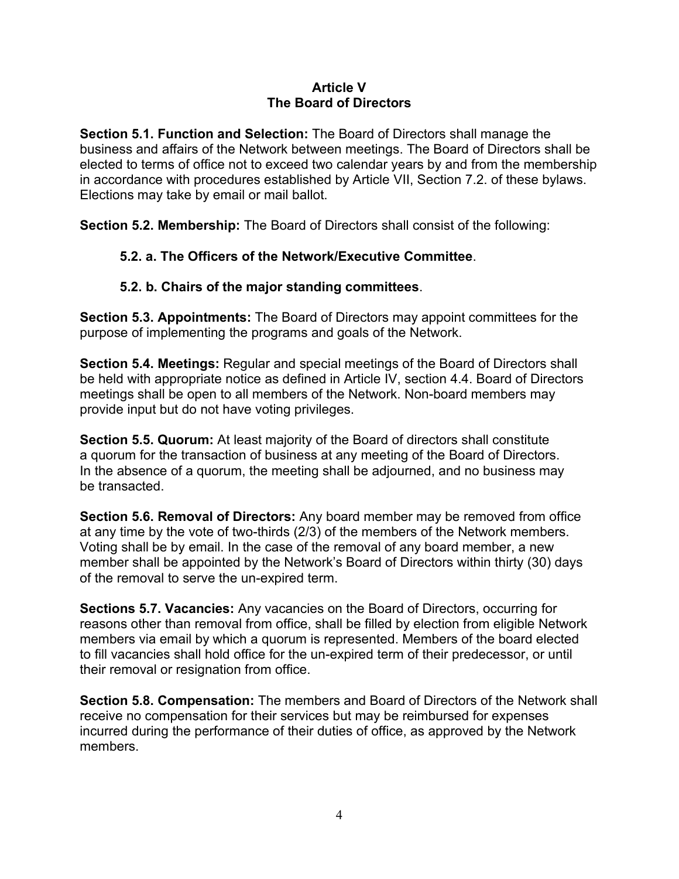# Article V
# The Board of Directors

**Section 5.1. Function and Selection:** The Board of Directors shall manage the business and affairs of the Network between meetings. The Board of Directors shall be elected to terms of office not to exceed two calendar years by and from the membership in accordance with procedures established by Article VII, Section 7.2. of these bylaws. Elections may take by email or mail ballot.

**Section 5.2. Membership:** The Board of Directors shall consist of the following:

**5.2. a. The Officers of the Network/Executive Committee**.

**5.2. b. Chairs of the major standing committees**.

**Section 5.3. Appointments:** The Board of Directors may appoint committees for the purpose of implementing the programs and goals of the Network.

**Section 5.4. Meetings:** Regular and special meetings of the Board of Directors shall be held with appropriate notice as defined in Article IV, section 4.4. Board of Directors meetings shall be open to all members of the Network. Non-board members may provide input but do not have voting privileges.

**Section 5.5. Quorum:** At least majority of the Board of directors shall constitute a quorum for the transaction of business at any meeting of the Board of Directors. In the absence of a quorum, the meeting shall be adjourned, and no business may be transacted.

**Section 5.6. Removal of Directors:** Any board member may be removed from office at any time by the vote of two-thirds (2/3) of the members of the Network members. Voting shall be by email. In the case of the removal of any board member, a new member shall be appointed by the Network's Board of Directors within thirty (30) days of the removal to serve the un-expired term.

**Sections 5.7. Vacancies:** Any vacancies on the Board of Directors, occurring for reasons other than removal from office, shall be filled by election from eligible Network members via email by which a quorum is represented. Members of the board elected to fill vacancies shall hold office for the un-expired term of their predecessor, or until their removal or resignation from office.

**Section 5.8. Compensation:** The members and Board of Directors of the Network shall receive no compensation for their services but may be reimbursed for expenses incurred during the performance of their duties of office, as approved by the Network members.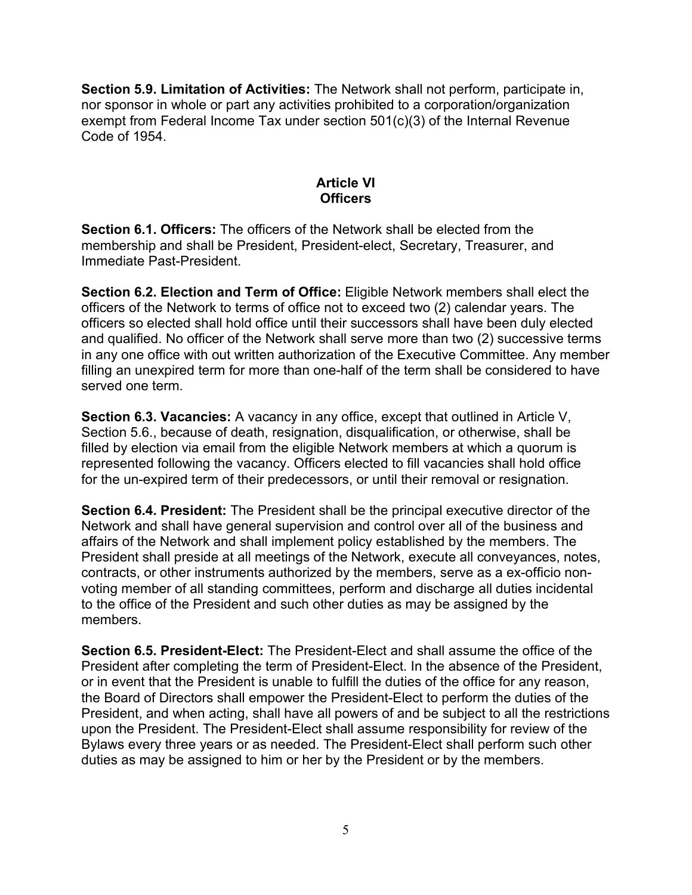**Section 5.9. Limitation of Activities:** The Network shall not perform, participate in, nor sponsor in whole or part any activities prohibited to a corporation/organization exempt from Federal Income Tax under section 501(c)(3) of the Internal Revenue Code of 1954.

## Article VI
## Officers

**Section 6.1. Officers:** The officers of the Network shall be elected from the membership and shall be President, President-elect, Secretary, Treasurer, and Immediate Past-President.

**Section 6.2. Election and Term of Office:** Eligible Network members shall elect the officers of the Network to terms of office not to exceed two (2) calendar years. The officers so elected shall hold office until their successors shall have been duly elected and qualified. No officer of the Network shall serve more than two (2) successive terms in any one office with out written authorization of the Executive Committee. Any member filling an unexpired term for more than one-half of the term shall be considered to have served one term.

**Section 6.3. Vacancies:** A vacancy in any office, except that outlined in Article V, Section 5.6., because of death, resignation, disqualification, or otherwise, shall be filled by election via email from the eligible Network members at which a quorum is represented following the vacancy. Officers elected to fill vacancies shall hold office for the un-expired term of their predecessors, or until their removal or resignation.

**Section 6.4. President:** The President shall be the principal executive director of the Network and shall have general supervision and control over all of the business and affairs of the Network and shall implement policy established by the members. The President shall preside at all meetings of the Network, execute all conveyances, notes, contracts, or other instruments authorized by the members, serve as a ex-officio non-voting member of all standing committees, perform and discharge all duties incidental to the office of the President and such other duties as may be assigned by the members.

**Section 6.5. President-Elect:** The President-Elect and shall assume the office of the President after completing the term of President-Elect. In the absence of the President, or in event that the President is unable to fulfill the duties of the office for any reason, the Board of Directors shall empower the President-Elect to perform the duties of the President, and when acting, shall have all powers of and be subject to all the restrictions upon the President. The President-Elect shall assume responsibility for review of the Bylaws every three years or as needed. The President-Elect shall perform such other duties as may be assigned to him or her by the President or by the members.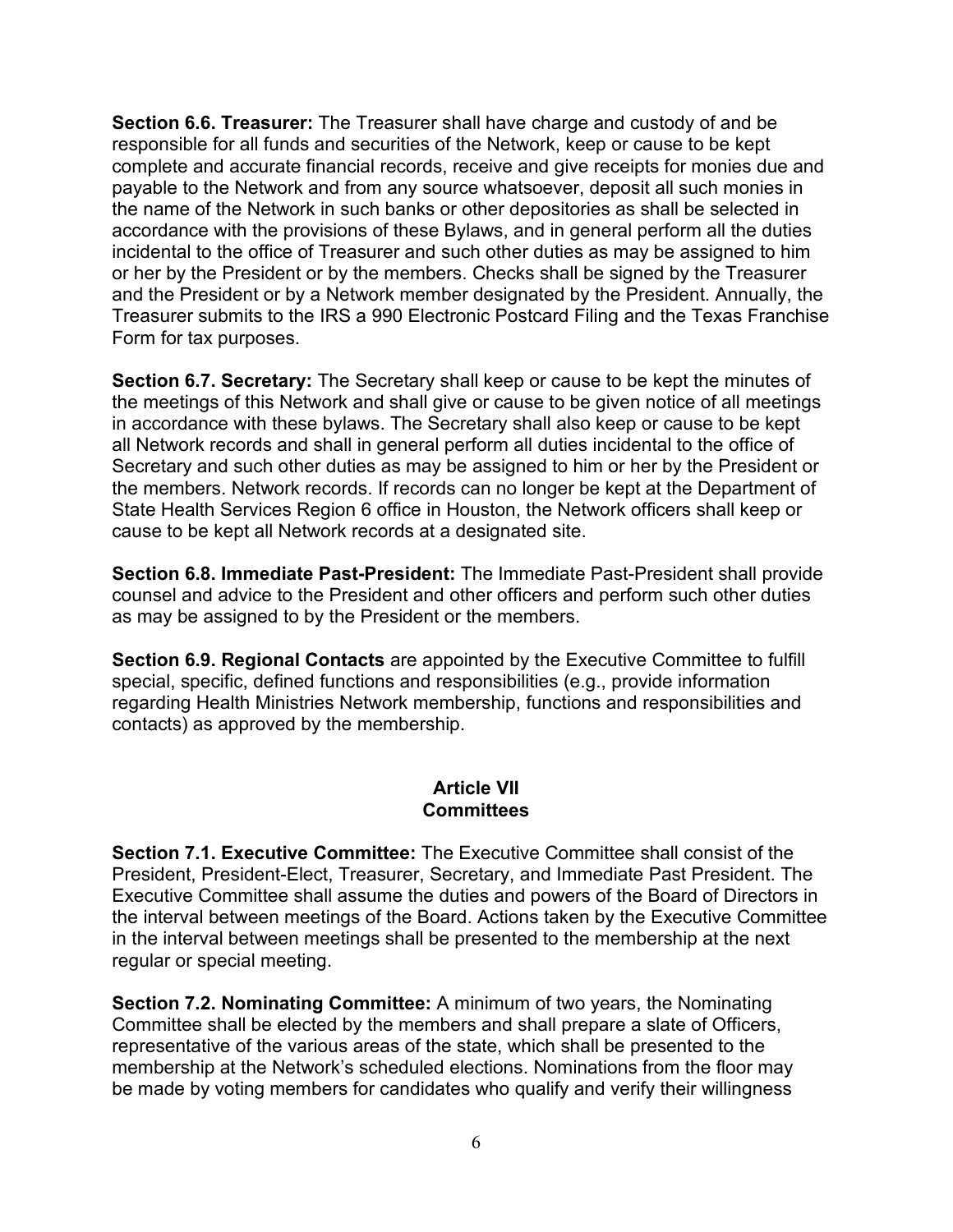**Section 6.6. Treasurer:** The Treasurer shall have charge and custody of and be responsible for all funds and securities of the Network, keep or cause to be kept complete and accurate financial records, receive and give receipts for monies due and payable to the Network and from any source whatsoever, deposit all such monies in the name of the Network in such banks or other depositories as shall be selected in accordance with the provisions of these Bylaws, and in general perform all the duties incidental to the office of Treasurer and such other duties as may be assigned to him or her by the President or by the members. Checks shall be signed by the Treasurer and the President or by a Network member designated by the President. Annually, the Treasurer submits to the IRS a 990 Electronic Postcard Filing and the Texas Franchise Form for tax purposes.

**Section 6.7. Secretary:** The Secretary shall keep or cause to be kept the minutes of the meetings of this Network and shall give or cause to be given notice of all meetings in accordance with these bylaws. The Secretary shall also keep or cause to be kept all Network records and shall in general perform all duties incidental to the office of Secretary and such other duties as may be assigned to him or her by the President or the members. Network records. If records can no longer be kept at the Department of State Health Services Region 6 office in Houston, the Network officers shall keep or cause to be kept all Network records at a designated site.

**Section 6.8. Immediate Past-President:** The Immediate Past-President shall provide counsel and advice to the President and other officers and perform such other duties as may be assigned to by the President or the members.

**Section 6.9. Regional Contacts** are appointed by the Executive Committee to fulfill special, specific, defined functions and responsibilities (e.g., provide information regarding Health Ministries Network membership, functions and responsibilities and contacts) as approved by the membership.

## Article VII
## Committees

**Section 7.1. Executive Committee:** The Executive Committee shall consist of the President, President-Elect, Treasurer, Secretary, and Immediate Past President. The Executive Committee shall assume the duties and powers of the Board of Directors in the interval between meetings of the Board. Actions taken by the Executive Committee in the interval between meetings shall be presented to the membership at the next regular or special meeting.

**Section 7.2. Nominating Committee:** A minimum of two years, the Nominating Committee shall be elected by the members and shall prepare a slate of Officers, representative of the various areas of the state, which shall be presented to the membership at the Network's scheduled elections. Nominations from the floor may be made by voting members for candidates who qualify and verify their willingness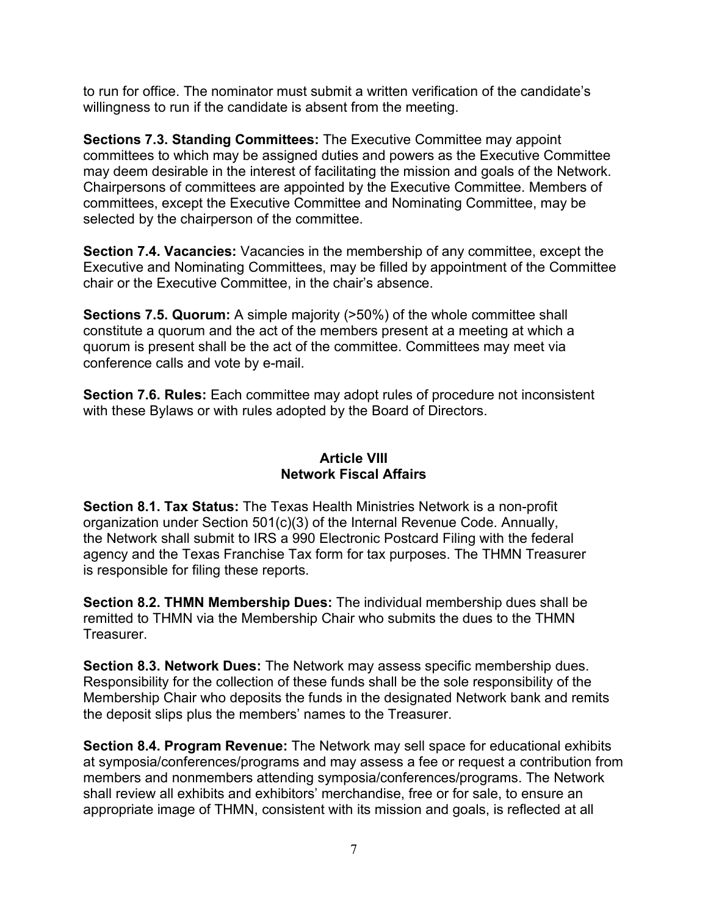to run for office. The nominator must submit a written verification of the candidate's willingness to run if the candidate is absent from the meeting.

**Sections 7.3. Standing Committees:** The Executive Committee may appoint committees to which may be assigned duties and powers as the Executive Committee may deem desirable in the interest of facilitating the mission and goals of the Network. Chairpersons of committees are appointed by the Executive Committee. Members of committees, except the Executive Committee and Nominating Committee, may be selected by the chairperson of the committee.

**Section 7.4. Vacancies:** Vacancies in the membership of any committee, except the Executive and Nominating Committees, may be filled by appointment of the Committee chair or the Executive Committee, in the chair's absence.

**Sections 7.5. Quorum:** A simple majority (>50%) of the whole committee shall constitute a quorum and the act of the members present at a meeting at which a quorum is present shall be the act of the committee. Committees may meet via conference calls and vote by e-mail.

**Section 7.6. Rules:** Each committee may adopt rules of procedure not inconsistent with these Bylaws or with rules adopted by the Board of Directors.

## Article VIII
## Network Fiscal Affairs

**Section 8.1. Tax Status:** The Texas Health Ministries Network is a non-profit organization under Section 501(c)(3) of the Internal Revenue Code. Annually, the Network shall submit to IRS a 990 Electronic Postcard Filing with the federal agency and the Texas Franchise Tax form for tax purposes. The THMN Treasurer is responsible for filing these reports.

**Section 8.2. THMN Membership Dues:** The individual membership dues shall be remitted to THMN via the Membership Chair who submits the dues to the THMN Treasurer.

**Section 8.3. Network Dues:** The Network may assess specific membership dues. Responsibility for the collection of these funds shall be the sole responsibility of the Membership Chair who deposits the funds in the designated Network bank and remits the deposit slips plus the members' names to the Treasurer.

**Section 8.4. Program Revenue:** The Network may sell space for educational exhibits at symposia/conferences/programs and may assess a fee or request a contribution from members and nonmembers attending symposia/conferences/programs. The Network shall review all exhibits and exhibitors' merchandise, free or for sale, to ensure an appropriate image of THMN, consistent with its mission and goals, is reflected at all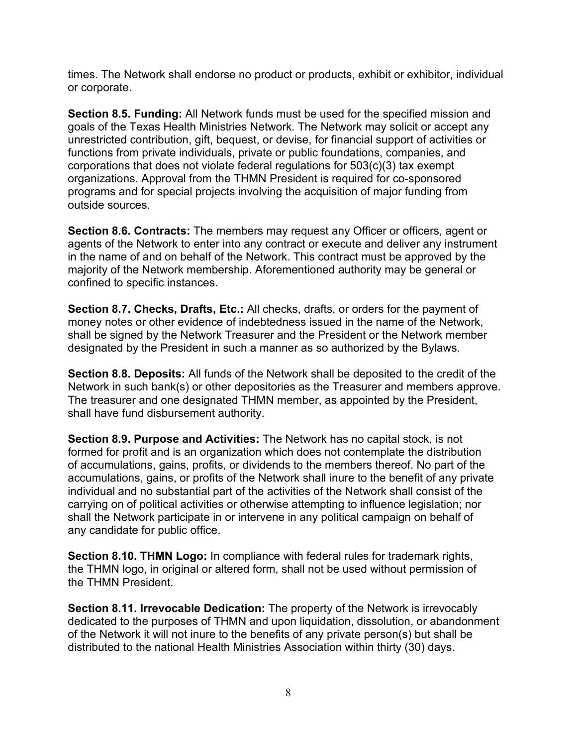times. The Network shall endorse no product or products, exhibit or exhibitor, individual or corporate.

**Section 8.5. Funding:** All Network funds must be used for the specified mission and goals of the Texas Health Ministries Network. The Network may solicit or accept any unrestricted contribution, gift, bequest, or devise, for financial support of activities or functions from private individuals, private or public foundations, companies, and corporations that does not violate federal regulations for 503(c)(3) tax exempt organizations. Approval from the THMN President is required for co-sponsored programs and for special projects involving the acquisition of major funding from outside sources.

**Section 8.6. Contracts:** The members may request any Officer or officers, agent or agents of the Network to enter into any contract or execute and deliver any instrument in the name of and on behalf of the Network. This contract must be approved by the majority of the Network membership. Aforementioned authority may be general or confined to specific instances.

**Section 8.7. Checks, Drafts, Etc.:** All checks, drafts, or orders for the payment of money notes or other evidence of indebtedness issued in the name of the Network, shall be signed by the Network Treasurer and the President or the Network member designated by the President in such a manner as so authorized by the Bylaws.

**Section 8.8. Deposits:** All funds of the Network shall be deposited to the credit of the Network in such bank(s) or other depositories as the Treasurer and members approve. The treasurer and one designated THMN member, as appointed by the President, shall have fund disbursement authority.

**Section 8.9. Purpose and Activities:** The Network has no capital stock, is not formed for profit and is an organization which does not contemplate the distribution of accumulations, gains, profits, or dividends to the members thereof. No part of the accumulations, gains, or profits of the Network shall inure to the benefit of any private individual and no substantial part of the activities of the Network shall consist of the carrying on of political activities or otherwise attempting to influence legislation; nor shall the Network participate in or intervene in any political campaign on behalf of any candidate for public office.

**Section 8.10. THMN Logo:** In compliance with federal rules for trademark rights, the THMN logo, in original or altered form, shall not be used without permission of the THMN President.

**Section 8.11. Irrevocable Dedication:** The property of the Network is irrevocably dedicated to the purposes of THMN and upon liquidation, dissolution, or abandonment of the Network it will not inure to the benefits of any private person(s) but shall be distributed to the national Health Ministries Association within thirty (30) days.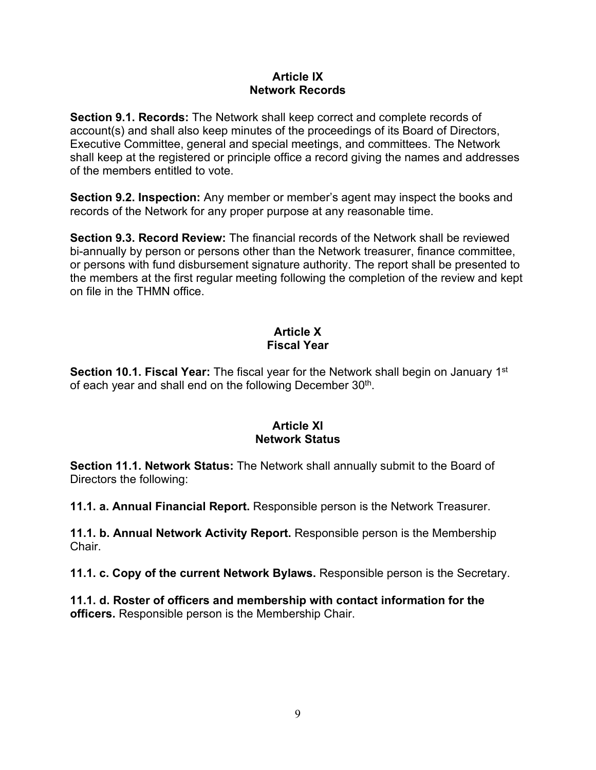## Article IX
## Network Records

**Section 9.1. Records:** The Network shall keep correct and complete records of account(s) and shall also keep minutes of the proceedings of its Board of Directors, Executive Committee, general and special meetings, and committees. The Network shall keep at the registered or principle office a record giving the names and addresses of the members entitled to vote.

**Section 9.2. Inspection:** Any member or member's agent may inspect the books and records of the Network for any proper purpose at any reasonable time.

**Section 9.3. Record Review:** The financial records of the Network shall be reviewed bi-annually by person or persons other than the Network treasurer, finance committee, or persons with fund disbursement signature authority. The report shall be presented to the members at the first regular meeting following the completion of the review and kept on file in the THMN office.

## Article X
## Fiscal Year

**Section 10.1. Fiscal Year:** The fiscal year for the Network shall begin on January 1st of each year and shall end on the following December 30th.

## Article XI
## Network Status

**Section 11.1. Network Status:** The Network shall annually submit to the Board of Directors the following:

**11.1. a. Annual Financial Report.** Responsible person is the Network Treasurer.

**11.1. b. Annual Network Activity Report.** Responsible person is the Membership Chair.

**11.1. c. Copy of the current Network Bylaws.** Responsible person is the Secretary.

**11.1. d. Roster of officers and membership with contact information for the officers.** Responsible person is the Membership Chair.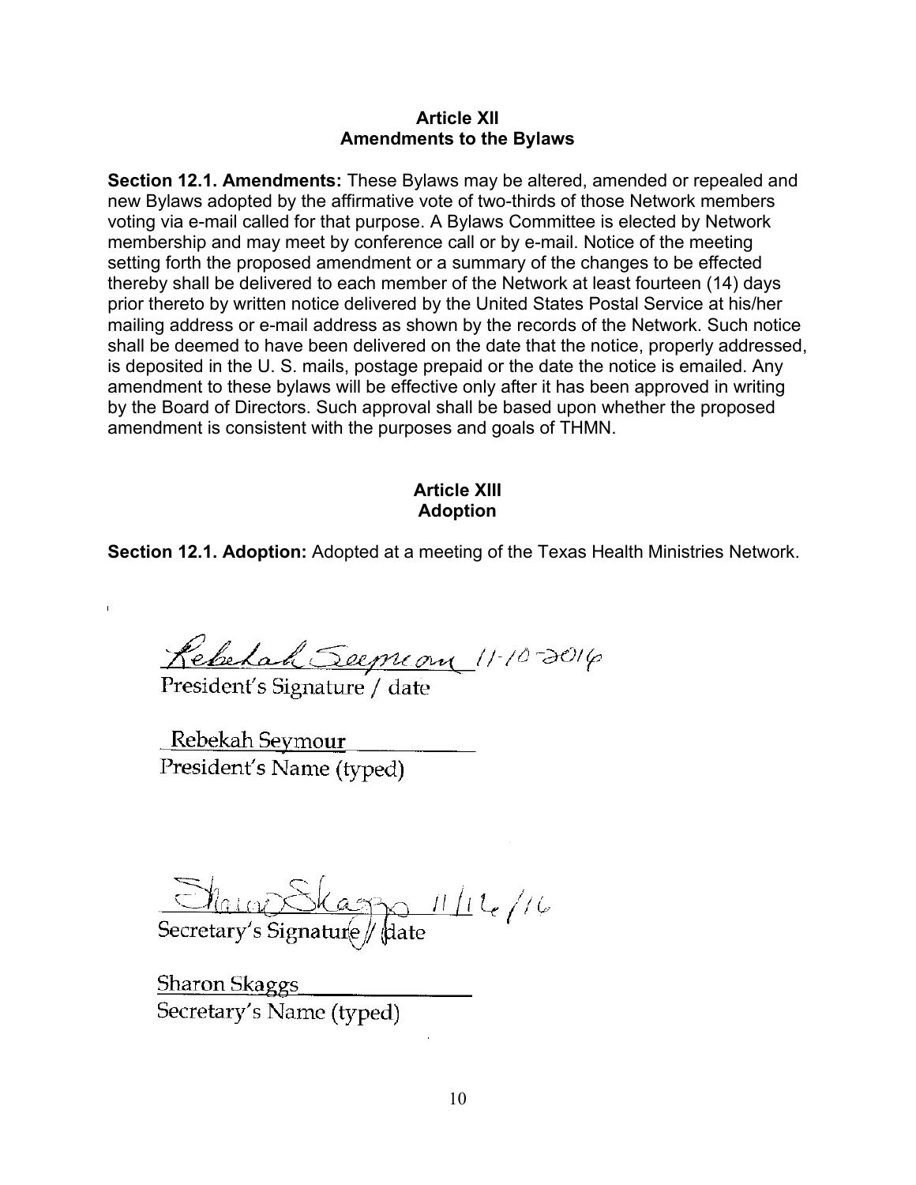## Article XII
## Amendments to the Bylaws

**Section 12.1. Amendments:** These Bylaws may be altered, amended or repealed and new Bylaws adopted by the affirmative vote of two-thirds of those Network members voting via e-mail called for that purpose. A Bylaws Committee is elected by Network membership and may meet by conference call or by e-mail. Notice of the meeting setting forth the proposed amendment or a summary of the changes to be effected thereby shall be delivered to each member of the Network at least fourteen (14) days prior thereto by written notice delivered by the United States Postal Service at his/her mailing address or e-mail address as shown by the records of the Network. Such notice shall be deemed to have been delivered on the date that the notice, properly addressed, is deposited in the U. S. mails, postage prepaid or the date the notice is emailed. Any amendment to these bylaws will be effective only after it has been approved in writing by the Board of Directors. Such approval shall be based upon whether the proposed amendment is consistent with the purposes and goals of THMN.

## Article XIII
## Adoption

**Section 12.1. Adoption:** Adopted at a meeting of the Texas Health Ministries Network.

Rebekah Seymour 11-10-2016

President's Signature / date

Rebekah Seymour

President's Name (typed)

Sharon Skaggs 11/16/16

Secretary's Signature / date

Sharon Skaggs

Secretary's Name (typed)